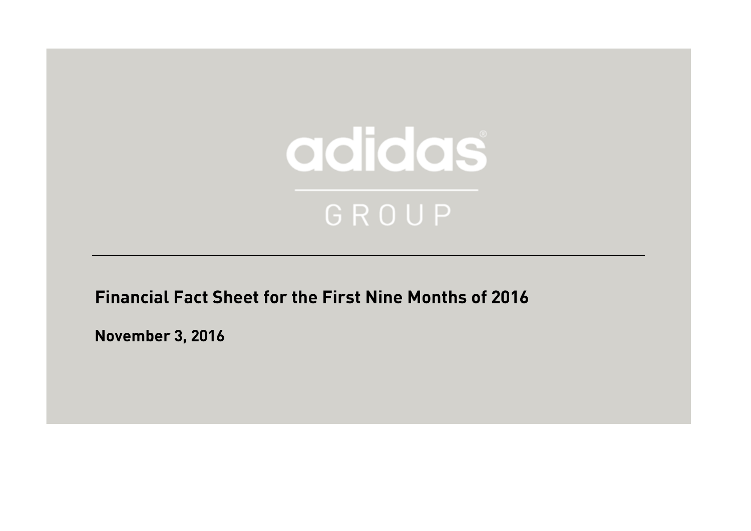adidas

GROUP

# Financial Fact Sheet for the First Nine Months of 2016

**November 3, 2016**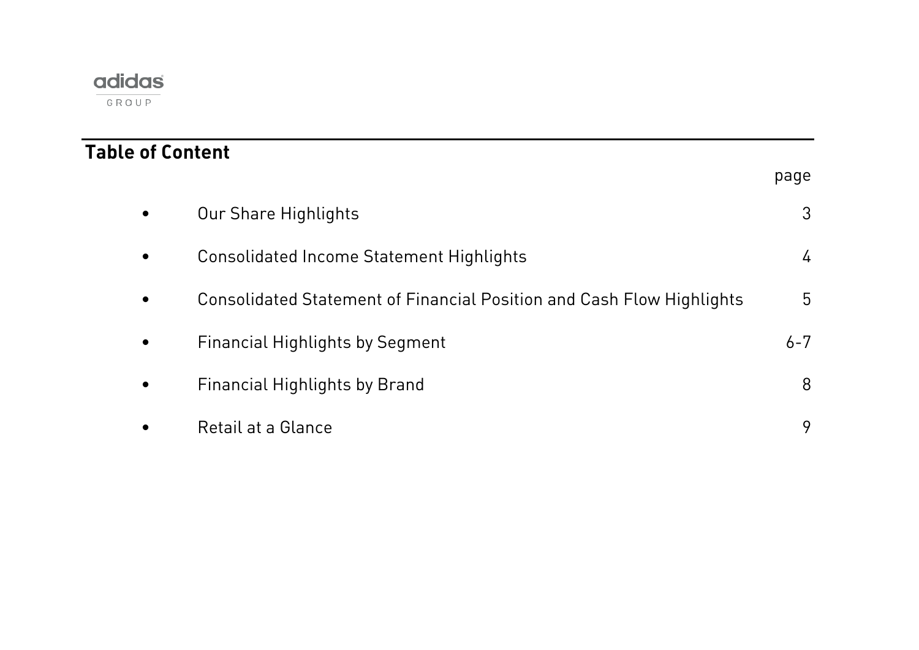adidas GROUP

## Table of Content

| | page |
|---|---|
| • Our Share Highlights | 3 |
| • Consolidated Income Statement Highlights | 4 |
| • Consolidated Statement of Financial Position and Cash Flow Highlights | 5 |
| • Financial Highlights by Segment | 6-7 |
| • Financial Highlights by Brand | 8 |
| • Retail at a Glance | 9 |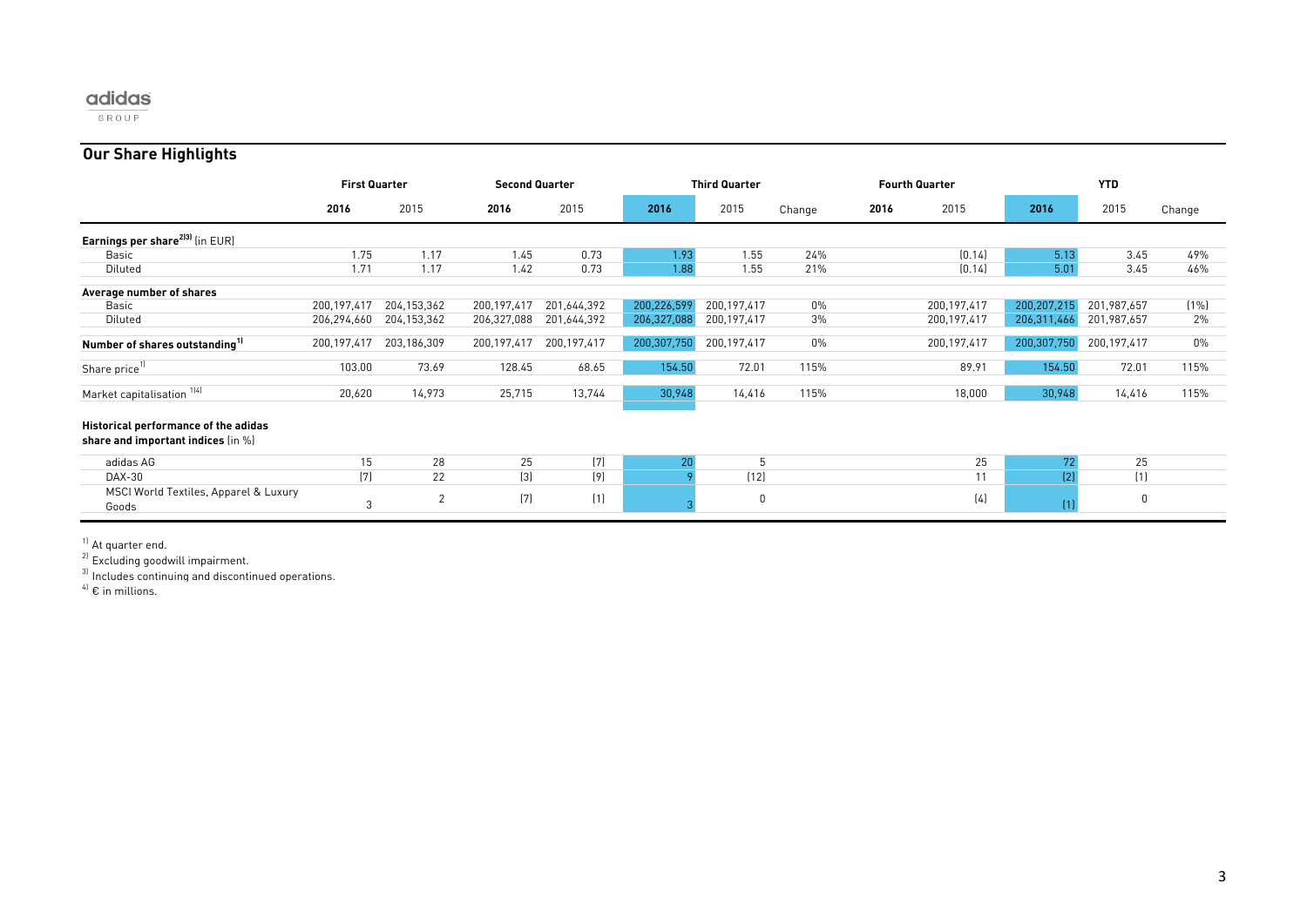## Our Share Highlights

| | First Quarter | | Second Quarter | | Third Quarter | | | Fourth Quarter | | YTD | | |
|---|---|---|---|---|---|---|---|---|---|---|---|---|
| | **2016** | 2015 | **2016** | 2015 | **2016** | 2015 | Change | **2016** | 2015 | **2016** | 2015 | Change |
| **Earnings per share[2][3]** (in EUR) | | | | | | | | | | | | |
| Basic | 1.75 | 1.17 | 1.45 | 0.73 | 1.93 | 1.55 | 24% | | (0.14) | 5.13 | 3.45 | 49% |
| Diluted | 1.71 | 1.17 | 1.42 | 0.73 | 1.88 | 1.55 | 21% | | (0.14) | 5.01 | 3.45 | 46% |
| **Average number of shares** | | | | | | | | | | | | |
| Basic | 200,197,417 | 204,153,362 | 200,197,417 | 201,644,392 | 200,226,599 | 200,197,417 | 0% | | 200,197,417 | 200,207,215 | 201,987,657 | (1%) |
| Diluted | 206,294,660 | 204,153,362 | 206,327,088 | 201,644,392 | 206,327,088 | 200,197,417 | 3% | | 200,197,417 | 206,311,466 | 201,987,657 | 2% |
| **Number of shares outstanding[1]** | 200,197,417 | 203,186,309 | 200,197,417 | 200,197,417 | 200,307,750 | 200,197,417 | 0% | | 200,197,417 | 200,307,750 | 200,197,417 | 0% |
| Share price[1] | 103.00 | 73.69 | 128.45 | 68.65 | 154.50 | 72.01 | 115% | | 89.91 | 154.50 | 72.01 | 115% |
| Market capitalisation [1][4] | 20,620 | 14,973 | 25,715 | 13,744 | 30,948 | 14,416 | 115% | | 18,000 | 30,948 | 14,416 | 115% |
| **Historical performance of the adidas share and important indices** (in %) | | | | | | | | | | | | |
| adidas AG | 15 | 28 | 25 | (7) | 20 | 5 | | | 25 | 72 | 25 | |
| DAX-30 | (7) | 22 | (3) | (9) | 9 | (12) | | | 11 | (2) | (1) | |
| MSCI World Textiles, Apparel & Luxury Goods | 3 | 2 | (7) | (1) | 3 | 0 | | | (4) | (1) | 0 | |

[1] At quarter end.
[2] Excluding goodwill impairment.
[3] Includes continuing and discontinued operations.
[4] € in millions.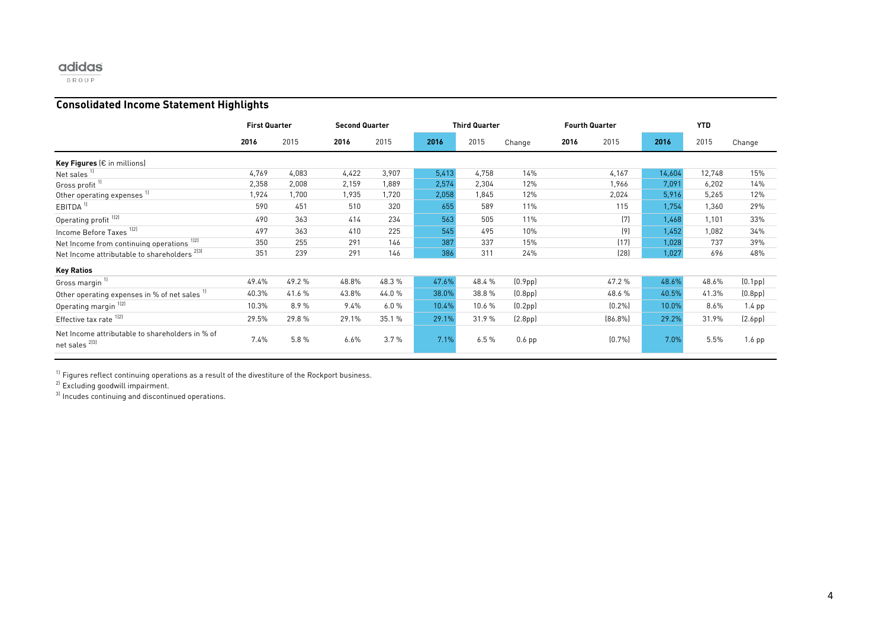adidas GROUP

## Consolidated Income Statement Highlights

| | First Quarter | | Second Quarter | | Third Quarter | | | Fourth Quarter | | YTD | | |
|---|---|---|---|---|---|---|---|---|---|---|---|---|
| | **2016** | 2015 | **2016** | 2015 | **2016** | 2015 | Change | **2016** | 2015 | **2016** | 2015 | Change |
| **Key Figures** (€ in millions) | | | | | | | | | | | | |
| Net sales [1] | 4,769 | 4,083 | 4,422 | 3,907 | 5,413 | 4,758 | 14% | | 4,167 | 14,604 | 12,748 | 15% |
| Gross profit [1] | 2,358 | 2,008 | 2,159 | 1,889 | 2,574 | 2,304 | 12% | | 1,966 | 7,091 | 6,202 | 14% |
| Other operating expenses [1] | 1,924 | 1,700 | 1,935 | 1,720 | 2,058 | 1,845 | 12% | | 2,024 | 5,916 | 5,265 | 12% |
| EBITDA [1] | 590 | 451 | 510 | 320 | 655 | 589 | 11% | | 115 | 1,754 | 1,360 | 29% |
| Operating profit [1][2] | 490 | 363 | 414 | 234 | 563 | 505 | 11% | | (7) | 1,468 | 1,101 | 33% |
| Income Before Taxes [1][2] | 497 | 363 | 410 | 225 | 545 | 495 | 10% | | (9) | 1,452 | 1,082 | 34% |
| Net Income from continuing operations [1][2] | 350 | 255 | 291 | 146 | 387 | 337 | 15% | | (17) | 1,028 | 737 | 39% |
| Net Income attributable to shareholders [2][3] | 351 | 239 | 291 | 146 | 386 | 311 | 24% | | (28) | 1,027 | 696 | 48% |
| **Key Ratios** | | | | | | | | | | | | |
| Gross margin [1] | 49.4% | 49.2 % | 48.8% | 48.3 % | 47.6% | 48.4 % | (0.9pp) | | 47.2 % | 48.6% | 48.6% | (0.1pp) |
| Other operating expenses in % of net sales [1] | 40.3% | 41.6 % | 43.8% | 44.0 % | 38.0% | 38.8 % | (0.8pp) | | 48.6 % | 40.5% | 41.3% | (0.8pp) |
| Operating margin [1][2] | 10.3% | 8.9 % | 9.4% | 6.0 % | 10.4% | 10.6 % | (0.2pp) | | (0.2%) | 10.0% | 8.6% | 1.4 pp |
| Effective tax rate [1][2] | 29.5% | 29.8 % | 29.1% | 35.1 % | 29.1% | 31.9 % | (2.8pp) | | (86.8%) | 29.2% | 31.9% | (2.6pp) |
| Net Income attributable to shareholders in % of net sales [2][3] | 7.4% | 5.8 % | 6.6% | 3.7 % | 7.1% | 6.5 % | 0.6 pp | | (0.7%) | 7.0% | 5.5% | 1.6 pp |

[1] Figures reflect continuing operations as a result of the divestiture of the Rockport business.

[2] Excluding goodwill impairment.

[3] Incudes continuing and discontinued operations.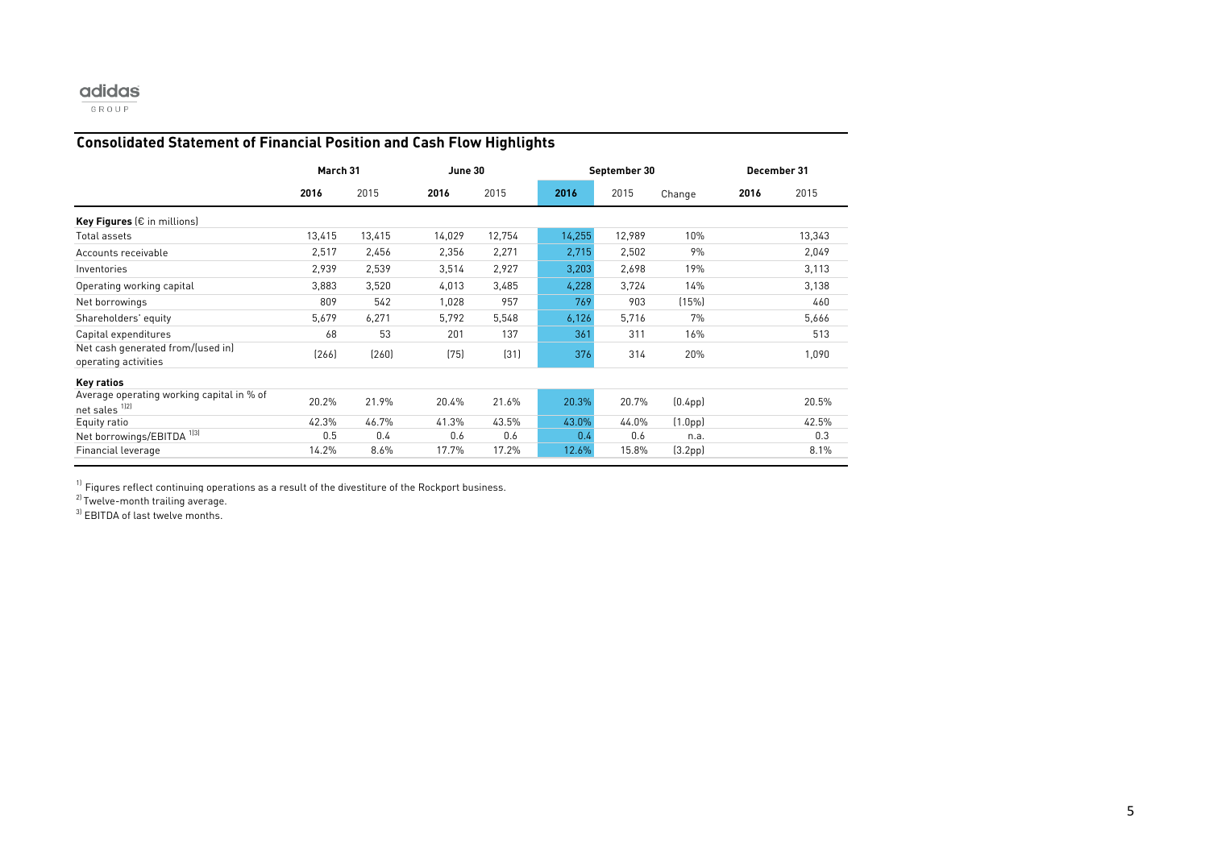adidas GROUP

## Consolidated Statement of Financial Position and Cash Flow Highlights

| | March 31 | | June 30 | | September 30 | | | December 31 | |
|---|---|---|---|---|---|---|---|---|---|
| | **2016** | 2015 | **2016** | 2015 | **2016** | 2015 | Change | **2016** | 2015 |
| **Key Figures** (€ in millions) | | | | | | | | | |
| Total assets | 13,415 | 13,415 | 14,029 | 12,754 | 14,255 | 12,989 | 10% | | 13,343 |
| Accounts receivable | 2,517 | 2,456 | 2,356 | 2,271 | 2,715 | 2,502 | 9% | | 2,049 |
| Inventories | 2,939 | 2,539 | 3,514 | 2,927 | 3,203 | 2,698 | 19% | | 3,113 |
| Operating working capital | 3,883 | 3,520 | 4,013 | 3,485 | 4,228 | 3,724 | 14% | | 3,138 |
| Net borrowings | 809 | 542 | 1,028 | 957 | 769 | 903 | (15%) | | 460 |
| Shareholders' equity | 5,679 | 6,271 | 5,792 | 5,548 | 6,126 | 5,716 | 7% | | 5,666 |
| Capital expenditures | 68 | 53 | 201 | 137 | 361 | 311 | 16% | | 513 |
| Net cash generated from/(used in) operating activities | (266) | (260) | (75) | (31) | 376 | 314 | 20% | | 1,090 |
| **Key ratios** | | | | | | | | | |
| Average operating working capital in % of net sales [1][2] | 20.2% | 21.9% | 20.4% | 21.6% | 20.3% | 20.7% | (0.4pp) | | 20.5% |
| Equity ratio | 42.3% | 46.7% | 41.3% | 43.5% | 43.0% | 44.0% | (1.0pp) | | 42.5% |
| Net borrowings/EBITDA [1][3] | 0.5 | 0.4 | 0.6 | 0.6 | 0.4 | 0.6 | n.a. | | 0.3 |
| Financial leverage | 14.2% | 8.6% | 17.7% | 17.2% | 12.6% | 15.8% | (3.2pp) | | 8.1% |

[1] Figures reflect continuing operations as a result of the divestiture of the Rockport business.

[2] Twelve-month trailing average.

[3] EBITDA of last twelve months.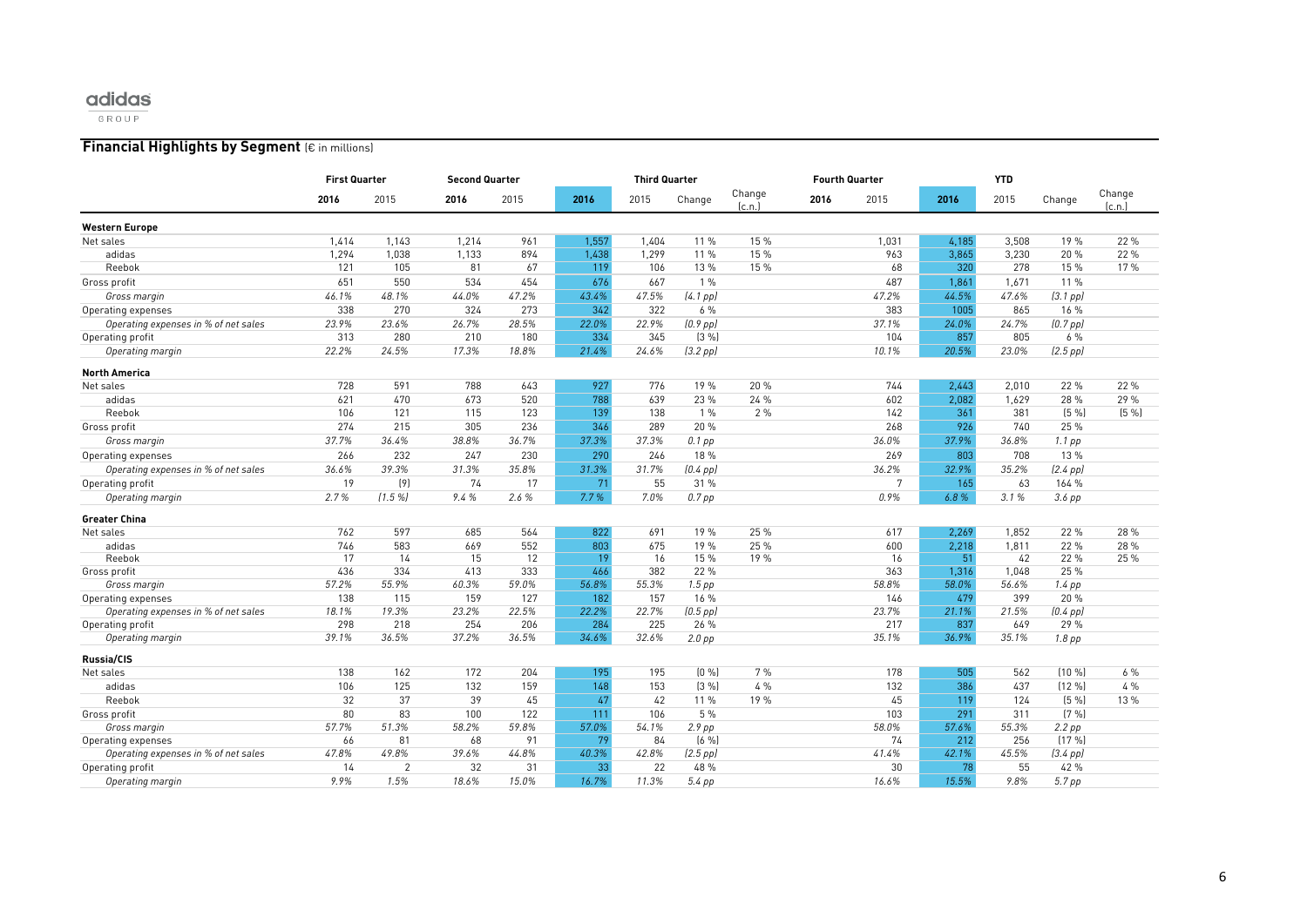## Financial Highlights by Segment (€ in millions)

| | First Quarter | | Second Quarter | | Third Quarter | | | | Fourth Quarter | | YTD | | | |
|---|---|---|---|---|---|---|---|---|---|---|---|---|---|---|
| | **2016** | 2015 | **2016** | 2015 | **2016** | 2015 | Change | Change (c.n.) | **2016** | 2015 | **2016** | 2015 | Change | Change (c.n.) |
| **Western Europe** | | | | | | | | | | | | | | |
| Net sales | 1,414 | 1,143 | 1,214 | 961 | 1,557 | 1,404 | 11 % | 15 % | | 1,031 | 4,185 | 3,508 | 19 % | 22 % |
| adidas | 1,294 | 1,038 | 1,133 | 894 | 1,438 | 1,299 | 11 % | 15 % | | 963 | 3,865 | 3,230 | 20 % | 22 % |
| Reebok | 121 | 105 | 81 | 67 | 119 | 106 | 13 % | 15 % | | 68 | 320 | 278 | 15 % | 17 % |
| Gross profit | 651 | 550 | 534 | 454 | 676 | 667 | 1 % | | | 487 | 1,861 | 1,671 | 11 % | |
| *Gross margin* | *46.1%* | *48.1%* | *44.0%* | *47.2%* | *43.4%* | *47.5%* | *(4.1 pp)* | | | *47.2%* | *44.5%* | *47.6%* | *(3.1 pp)* | |
| Operating expenses | 338 | 270 | 324 | 273 | 342 | 322 | 6 % | | | 383 | 1005 | 865 | 16 % | |
| *Operating expenses in % of net sales* | *23.9%* | *23.6%* | *26.7%* | *28.5%* | *22.0%* | *22.9%* | *(0.9 pp)* | | | *37.1%* | *24.0%* | *24.7%* | *(0.7 pp)* | |
| Operating profit | 313 | 280 | 210 | 180 | 334 | 345 | (3 %) | | | 104 | 857 | 805 | 6 % | |
| *Operating margin* | *22.2%* | *24.5%* | *17.3%* | *18.8%* | *21.4%* | *24.6%* | *(3.2 pp)* | | | *10.1%* | *20.5%* | *23.0%* | *(2.5 pp)* | |
| **North America** | | | | | | | | | | | | | | |
| Net sales | 728 | 591 | 788 | 643 | 927 | 776 | 19 % | 20 % | | 744 | 2,443 | 2,010 | 22 % | 22 % |
| adidas | 621 | 470 | 673 | 520 | 788 | 639 | 23 % | 24 % | | 602 | 2,082 | 1,629 | 28 % | 29 % |
| Reebok | 106 | 121 | 115 | 123 | 139 | 138 | 1 % | 2 % | | 142 | 361 | 381 | (5 %) | (5 %) |
| Gross profit | 274 | 215 | 305 | 236 | 346 | 289 | 20 % | | | 268 | 926 | 740 | 25 % | |
| *Gross margin* | *37.7%* | *36.4%* | *38.8%* | *36.7%* | *37.3%* | *37.3%* | *0.1 pp* | | | *36.0%* | *37.9%* | *36.8%* | *1.1 pp* | |
| Operating expenses | 266 | 232 | 247 | 230 | 290 | 246 | 18 % | | | 269 | 803 | 708 | 13 % | |
| *Operating expenses in % of net sales* | *36.6%* | *39.3%* | *31.3%* | *35.8%* | *31.3%* | *31.7%* | *(0.4 pp)* | | | *36.2%* | *32.9%* | *35.2%* | *(2.4 pp)* | |
| Operating profit | 19 | (9) | 74 | 17 | 71 | 55 | 31 % | | | 7 | 165 | 63 | 164 % | |
| *Operating margin* | *2.7 %* | *(1.5 %)* | *9.4 %* | *2.6 %* | *7.7 %* | *7.0%* | *0.7 pp* | | | *0.9%* | *6.8 %* | *3.1 %* | *3.6 pp* | |
| **Greater China** | | | | | | | | | | | | | | |
| Net sales | 762 | 597 | 685 | 564 | 822 | 691 | 19 % | 25 % | | 617 | 2,269 | 1,852 | 22 % | 28 % |
| adidas | 746 | 583 | 669 | 552 | 803 | 675 | 19 % | 25 % | | 600 | 2,218 | 1,811 | 22 % | 28 % |
| Reebok | 17 | 14 | 15 | 12 | 19 | 16 | 15 % | 19 % | | 16 | 51 | 42 | 22 % | 25 % |
| Gross profit | 436 | 334 | 413 | 333 | 466 | 382 | 22 % | | | 363 | 1,316 | 1,048 | 25 % | |
| *Gross margin* | *57.2%* | *55.9%* | *60.3%* | *59.0%* | *56.8%* | *55.3%* | *1.5 pp* | | | *58.8%* | *58.0%* | *56.6%* | *1.4 pp* | |
| Operating expenses | 138 | 115 | 159 | 127 | 182 | 157 | 16 % | | | 146 | 479 | 399 | 20 % | |
| *Operating expenses in % of net sales* | *18.1%* | *19.3%* | *23.2%* | *22.5%* | *22.2%* | *22.7%* | *(0.5 pp)* | | | *23.7%* | *21.1%* | *21.5%* | *(0.4 pp)* | |
| Operating profit | 298 | 218 | 254 | 206 | 284 | 225 | 26 % | | | 217 | 837 | 649 | 29 % | |
| *Operating margin* | *39.1%* | *36.5%* | *37.2%* | *36.5%* | *34.6%* | *32.6%* | *2.0 pp* | | | *35.1%* | *36.9%* | *35.1%* | *1.8 pp* | |
| **Russia/CIS** | | | | | | | | | | | | | | |
| Net sales | 138 | 162 | 172 | 204 | 195 | 195 | (0 %) | 7 % | | 178 | 505 | 562 | (10 %) | 6 % |
| adidas | 106 | 125 | 132 | 159 | 148 | 153 | (3 %) | 4 % | | 132 | 386 | 437 | (12 %) | 4 % |
| Reebok | 32 | 37 | 39 | 45 | 47 | 42 | 11 % | 19 % | | 45 | 119 | 124 | (5 %) | 13 % |
| Gross profit | 80 | 83 | 100 | 122 | 111 | 106 | 5 % | | | 103 | 291 | 311 | (7 %) | |
| *Gross margin* | *57.7%* | *51.3%* | *58.2%* | *59.8%* | *57.0%* | *54.1%* | *2.9 pp* | | | *58.0%* | *57.6%* | *55.3%* | *2.2 pp* | |
| Operating expenses | 66 | 81 | 68 | 91 | 79 | 84 | (6 %) | | | 74 | 212 | 256 | (17 %) | |
| *Operating expenses in % of net sales* | *47.8%* | *49.8%* | *39.6%* | *44.8%* | *40.3%* | *42.8%* | *(2.5 pp)* | | | *41.4%* | *42.1%* | *45.5%* | *(3.4 pp)* | |
| Operating profit | 14 | 2 | 32 | 31 | 33 | 22 | 48 % | | | 30 | 78 | 55 | 42 % | |
| *Operating margin* | *9.9%* | *1.5%* | *18.6%* | *15.0%* | *16.7%* | *11.3%* | *5.4 pp* | | | *16.6%* | *15.5%* | *9.8%* | *5.7 pp* | |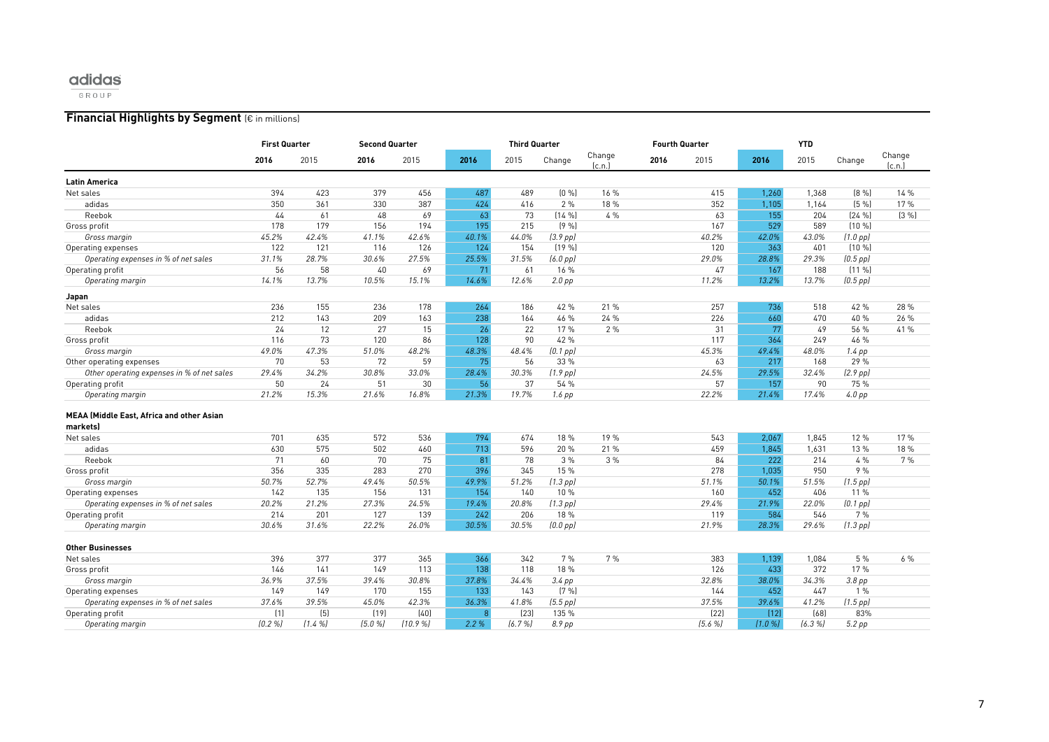adidas GROUP

## Financial Highlights by Segment (€ in millions)

| | First Quarter | | Second Quarter | | Third Quarter | | | | Fourth Quarter | | YTD | | | |
|---|---|---|---|---|---|---|---|---|---|---|---|---|---|---|
| | 2016 | 2015 | 2016 | 2015 | 2016 | 2015 | Change | Change (c.n.) | 2016 | 2015 | 2016 | 2015 | Change | Change (c.n.) |
| **Latin America** | | | | | | | | | | | | | | |
| Net sales | 394 | 423 | 379 | 456 | 487 | 489 | (0 %) | 16 % | | 415 | 1,260 | 1,368 | (8 %) | 14 % |
| adidas | 350 | 361 | 330 | 387 | 424 | 416 | 2 % | 18 % | | 352 | 1,105 | 1,164 | (5 %) | 17 % |
| Reebok | 44 | 61 | 48 | 69 | 63 | 73 | (14 %) | 4 % | | 63 | 155 | 204 | (24 %) | (3 %) |
| Gross profit | 178 | 179 | 156 | 194 | 195 | 215 | (9 %) | | | 167 | 529 | 589 | (10 %) | |
| *Gross margin* | *45.2%* | *42.4%* | *41.1%* | *42.6%* | *40.1%* | *44.0%* | *(3.9 pp)* | | | *40.2%* | *42.0%* | *43.0%* | *(1.0 pp)* | |
| Operating expenses | 122 | 121 | 116 | 126 | 124 | 154 | (19 %) | | | 120 | 363 | 401 | (10 %) | |
| *Operating expenses in % of net sales* | *31.1%* | *28.7%* | *30.6%* | *27.5%* | *25.5%* | *31.5%* | *(6.0 pp)* | | | *29.0%* | *28.8%* | *29.3%* | *(0.5 pp)* | |
| Operating profit | 56 | 58 | 40 | 69 | 71 | 61 | 16 % | | | 47 | 167 | 188 | (11 %) | |
| *Operating margin* | *14.1%* | *13.7%* | *10.5%* | *15.1%* | *14.6%* | *12.6%* | *2.0 pp* | | | *11.2%* | *13.2%* | *13.7%* | *(0.5 pp)* | |
| **Japan** | | | | | | | | | | | | | | |
| Net sales | 236 | 155 | 236 | 178 | 264 | 186 | 42 % | 21 % | | 257 | 736 | 518 | 42 % | 28 % |
| adidas | 212 | 143 | 209 | 163 | 238 | 164 | 46 % | 24 % | | 226 | 660 | 470 | 40 % | 26 % |
| Reebok | 24 | 12 | 27 | 15 | 26 | 22 | 17 % | 2 % | | 31 | 77 | 49 | 56 % | 41 % |
| Gross profit | 116 | 73 | 120 | 86 | 128 | 90 | 42 % | | | 117 | 364 | 249 | 46 % | |
| *Gross margin* | *49.0%* | *47.3%* | *51.0%* | *48.2%* | *48.3%* | *48.4%* | *(0.1 pp)* | | | *45.3%* | *49.4%* | *48.0%* | *1.4 pp* | |
| Other operating expenses | 70 | 53 | 72 | 59 | 75 | 56 | 33 % | | | 63 | 217 | 168 | 29 % | |
| *Other operating expenses in % of net sales* | *29.4%* | *34.2%* | *30.8%* | *33.0%* | *28.4%* | *30.3%* | *(1.9 pp)* | | | *24.5%* | *29.5%* | *32.4%* | *(2.9 pp)* | |
| Operating profit | 50 | 24 | 51 | 30 | 56 | 37 | 54 % | | | 57 | 157 | 90 | 75 % | |
| *Operating margin* | *21.2%* | *15.3%* | *21.6%* | *16.8%* | *21.3%* | *19.7%* | *1.6 pp* | | | *22.2%* | *21.4%* | *17.4%* | *4.0 pp* | |
| **MEAA (Middle East, Africa and other Asian markets)** | | | | | | | | | | | | | | |
| Net sales | 701 | 635 | 572 | 536 | 794 | 674 | 18 % | 19 % | | 543 | 2,067 | 1,845 | 12 % | 17 % |
| adidas | 630 | 575 | 502 | 460 | 713 | 596 | 20 % | 21 % | | 459 | 1,845 | 1,631 | 13 % | 18 % |
| Reebok | 71 | 60 | 70 | 75 | 81 | 78 | 3 % | 3 % | | 84 | 222 | 214 | 4 % | 7 % |
| Gross profit | 356 | 335 | 283 | 270 | 396 | 345 | 15 % | | | 278 | 1,035 | 950 | 9 % | |
| *Gross margin* | *50.7%* | *52.7%* | *49.4%* | *50.5%* | *49.9%* | *51.2%* | *(1.3 pp)* | | | *51.1%* | *50.1%* | *51.5%* | *(1.5 pp)* | |
| Operating expenses | 142 | 135 | 156 | 131 | 154 | 140 | 10 % | | | 160 | 452 | 406 | 11 % | |
| *Operating expenses in % of net sales* | *20.2%* | *21.2%* | *27.3%* | *24.5%* | *19.4%* | *20.8%* | *(1.3 pp)* | | | *29.4%* | *21.9%* | *22.0%* | *(0.1 pp)* | |
| Operating profit | 214 | 201 | 127 | 139 | 242 | 206 | 18 % | | | 119 | 584 | 546 | 7 % | |
| *Operating margin* | *30.6%* | *31.6%* | *22.2%* | *26.0%* | *30.5%* | *30.5%* | *(0.0 pp)* | | | *21.9%* | *28.3%* | *29.6%* | *(1.3 pp)* | |
| **Other Businesses** | | | | | | | | | | | | | | |
| Net sales | 396 | 377 | 377 | 365 | 366 | 342 | 7 % | 7 % | | 383 | 1,139 | 1,084 | 5 % | 6 % |
| Gross profit | 146 | 141 | 149 | 113 | 138 | 118 | 18 % | | | 126 | 433 | 372 | 17 % | |
| *Gross margin* | *36.9%* | *37.5%* | *39.4%* | *30.8%* | *37.8%* | *34.4%* | *3.4 pp* | | | *32.8%* | *38.0%* | *34.3%* | *3.8 pp* | |
| Operating expenses | 149 | 149 | 170 | 155 | 133 | 143 | (7 %) | | | 144 | 452 | 447 | 1 % | |
| *Operating expenses in % of net sales* | *37.6%* | *39.5%* | *45.0%* | *42.3%* | *36.3%* | *41.8%* | *(5.5 pp)* | | | *37.5%* | *39.6%* | *41.2%* | *(1.5 pp)* | |
| Operating profit | (1) | (5) | (19) | (40) | 8 | (23) | 135 % | | | (22) | (12) | (68) | 83% | |
| *Operating margin* | *(0.2 %)* | *(1.4 %)* | *(5.0 %)* | *(10.9 %)* | *2.2 %* | *(6.7 %)* | *8.9 pp* | | | *(5.6 %)* | *(1.0 %)* | *(6.3 %)* | *5.2 pp* | |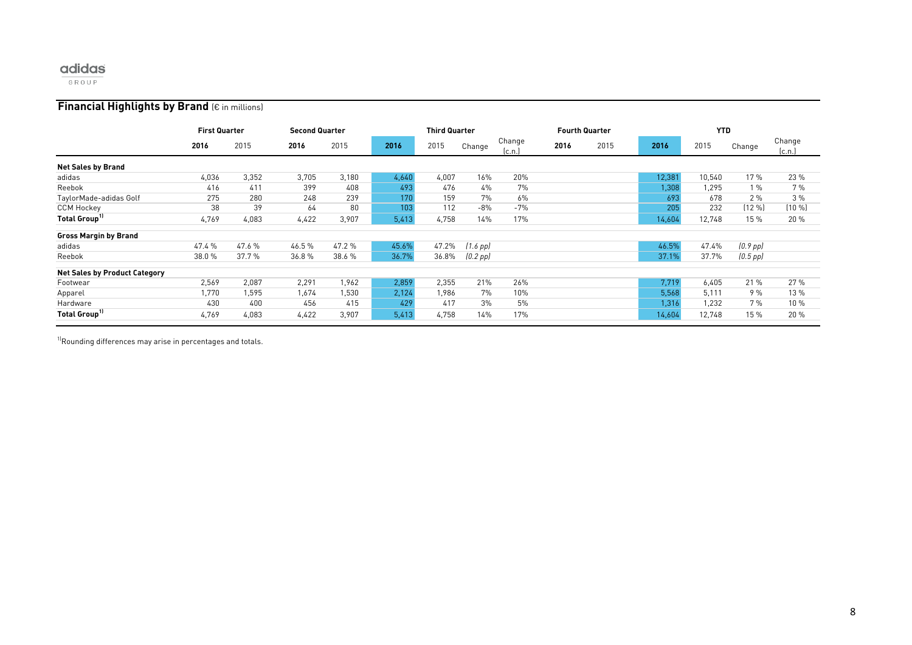adidas GROUP

## Financial Highlights by Brand (€ in millions)

| | First Quarter | | Second Quarter | | Third Quarter | | | | Fourth Quarter | | YTD | | | |
|---|---|---|---|---|---|---|---|---|---|---|---|---|---|---|
| | **2016** | 2015 | **2016** | 2015 | **2016** | 2015 | Change | Change (c.n.) | **2016** | 2015 | **2016** | 2015 | Change | Change (c.n.) |
| **Net Sales by Brand** | | | | | | | | | | | | | | |
| adidas | 4,036 | 3,352 | 3,705 | 3,180 | 4,640 | 4,007 | 16% | 20% | | | 12,381 | 10,540 | 17 % | 23 % |
| Reebok | 416 | 411 | 399 | 408 | 493 | 476 | 4% | 7% | | | 1,308 | 1,295 | 1 % | 7 % |
| TaylorMade-adidas Golf | 275 | 280 | 248 | 239 | 170 | 159 | 7% | 6% | | | 693 | 678 | 2 % | 3 % |
| CCM Hockey | 38 | 39 | 64 | 80 | 103 | 112 | -8% | -7% | | | 205 | 232 | (12 %) | (10 %) |
| **Total Group**[1] | 4,769 | 4,083 | 4,422 | 3,907 | 5,413 | 4,758 | 14% | 17% | | | 14,604 | 12,748 | 15 % | 20 % |
| **Gross Margin by Brand** | | | | | | | | | | | | | | |
| adidas | 47.4 % | 47.6 % | 46.5 % | 47.2 % | 45.6% | 47.2% | *(1.6 pp)* | | | | 46.5% | 47.4% | *(0.9 pp)* | |
| Reebok | 38.0 % | 37.7 % | 36.8 % | 38.6 % | 36.7% | 36.8% | *(0.2 pp)* | | | | 37.1% | 37.7% | *(0.5 pp)* | |
| **Net Sales by Product Category** | | | | | | | | | | | | | | |
| Footwear | 2,569 | 2,087 | 2,291 | 1,962 | 2,859 | 2,355 | 21% | 26% | | | 7,719 | 6,405 | 21 % | 27 % |
| Apparel | 1,770 | 1,595 | 1,674 | 1,530 | 2,124 | 1,986 | 7% | 10% | | | 5,568 | 5,111 | 9 % | 13 % |
| Hardware | 430 | 400 | 456 | 415 | 429 | 417 | 3% | 5% | | | 1,316 | 1,232 | 7 % | 10 % |
| **Total Group**[1] | 4,769 | 4,083 | 4,422 | 3,907 | 5,413 | 4,758 | 14% | 17% | | | 14,604 | 12,748 | 15 % | 20 % |

[1] Rounding differences may arise in percentages and totals.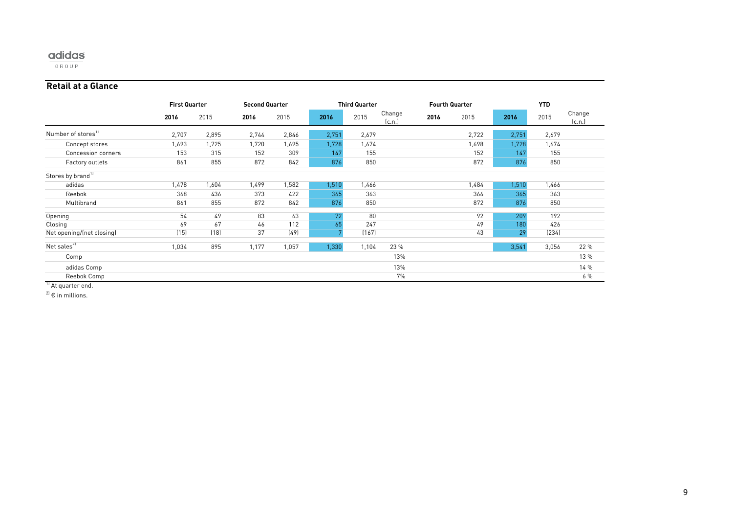## Retail at a Glance

| | First Quarter | | Second Quarter | | Third Quarter | | | Fourth Quarter | | YTD | | |
|---|---|---|---|---|---|---|---|---|---|---|---|---|
| | 2016 | 2015 | 2016 | 2015 | 2016 | 2015 | Change (c.n.) | 2016 | 2015 | 2016 | 2015 | Change (c.n.) |
| Number of stores[1] | 2,707 | 2,895 | 2,744 | 2,846 | 2,751 | 2,679 | | | 2,722 | 2,751 | 2,679 | |
| Concept stores | 1,693 | 1,725 | 1,720 | 1,695 | 1,728 | 1,674 | | | 1,698 | 1,728 | 1,674 | |
| Concession corners | 153 | 315 | 152 | 309 | 147 | 155 | | | 152 | 147 | 155 | |
| Factory outlets | 861 | 855 | 872 | 842 | 876 | 850 | | | 872 | 876 | 850 | |
| Stores by brand[1] | | | | | | | | | | | | |
| adidas | 1,478 | 1,604 | 1,499 | 1,582 | 1,510 | 1,466 | | | 1,484 | 1,510 | 1,466 | |
| Reebok | 368 | 436 | 373 | 422 | 365 | 363 | | | 366 | 365 | 363 | |
| Multibrand | 861 | 855 | 872 | 842 | 876 | 850 | | | 872 | 876 | 850 | |
| Opening | 54 | 49 | 83 | 63 | 72 | 80 | | | 92 | 209 | 192 | |
| Closing | 69 | 67 | 46 | 112 | 65 | 247 | | | 49 | 180 | 426 | |
| Net opening/(net closing) | (15) | (18) | 37 | (49) | 7 | (167) | | | 43 | 29 | (234) | |
| Net sales[2] | 1,034 | 895 | 1,177 | 1,057 | 1,330 | 1,104 | 23 % | | | 3,541 | 3,056 | 22 % |
| Comp | | | | | | | 13% | | | | | 13 % |
| adidas Comp | | | | | | | 13% | | | | | 14 % |
| Reebok Comp | | | | | | | 7% | | | | | 6 % |

[1] At quarter end.

[2] € in millions.